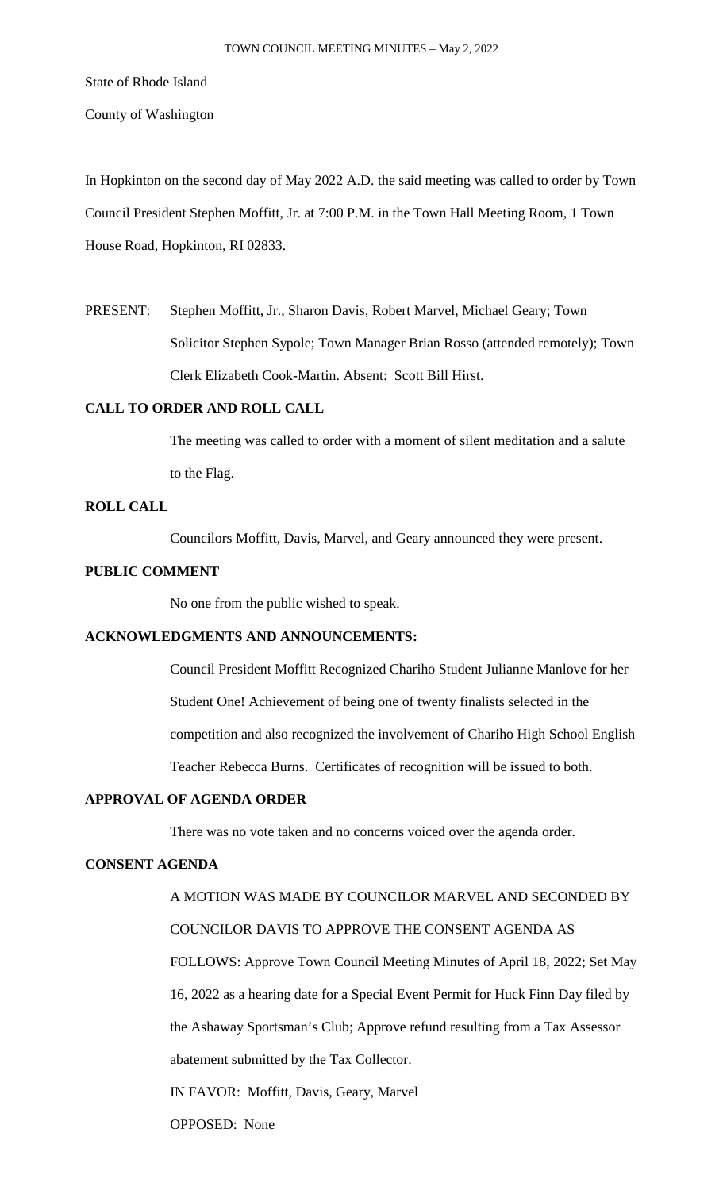State of Rhode Island

County of Washington

In Hopkinton on the second day of May 2022 A.D. the said meeting was called to order by Town Council President Stephen Moffitt, Jr. at 7:00 P.M. in the Town Hall Meeting Room, 1 Town House Road, Hopkinton, RI 02833.

PRESENT: Stephen Moffitt, Jr., Sharon Davis, Robert Marvel, Michael Geary; Town Solicitor Stephen Sypole; Town Manager Brian Rosso (attended remotely); Town Clerk Elizabeth Cook-Martin. Absent: Scott Bill Hirst.

**CALL TO ORDER AND ROLL CALL**

The meeting was called to order with a moment of silent meditation and a salute to the Flag.

**ROLL CALL**

Councilors Moffitt, Davis, Marvel, and Geary announced they were present.

**PUBLIC COMMENT**

No one from the public wished to speak.

**ACKNOWLEDGMENTS AND ANNOUNCEMENTS:**

Council President Moffitt Recognized Chariho Student Julianne Manlove for her Student One! Achievement of being one of twenty finalists selected in the competition and also recognized the involvement of Chariho High School English Teacher Rebecca Burns. Certificates of recognition will be issued to both.

**APPROVAL OF AGENDA ORDER**

There was no vote taken and no concerns voiced over the agenda order.

**CONSENT AGENDA**

A MOTION WAS MADE BY COUNCILOR MARVEL AND SECONDED BY COUNCILOR DAVIS TO APPROVE THE CONSENT AGENDA AS FOLLOWS: Approve Town Council Meeting Minutes of April 18, 2022; Set May 16, 2022 as a hearing date for a Special Event Permit for Huck Finn Day filed by the Ashaway Sportsman's Club; Approve refund resulting from a Tax Assessor abatement submitted by the Tax Collector.

IN FAVOR: Moffitt, Davis, Geary, Marvel

OPPOSED: None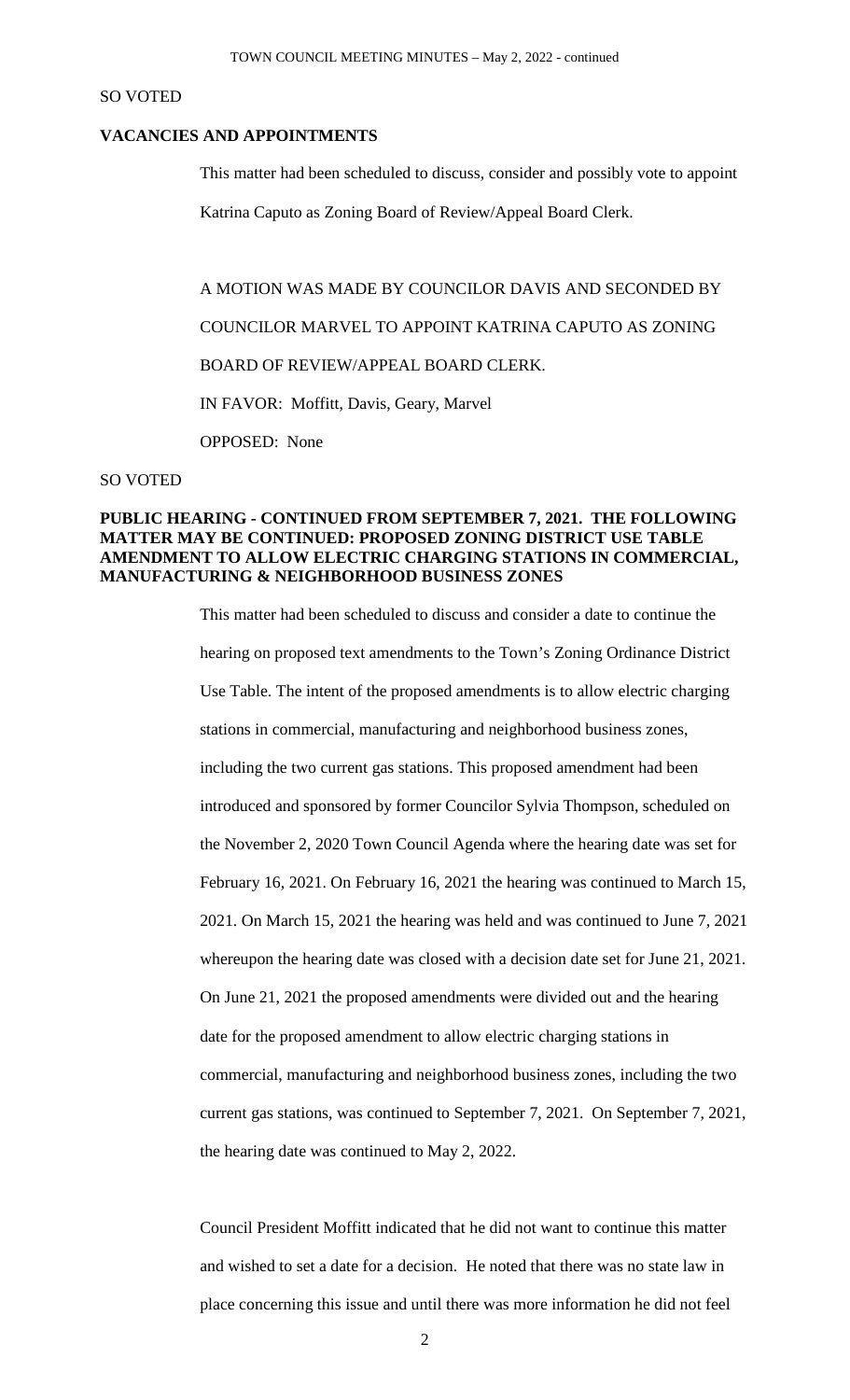SO VOTED

**VACANCIES AND APPOINTMENTS**

This matter had been scheduled to discuss, consider and possibly vote to appoint Katrina Caputo as Zoning Board of Review/Appeal Board Clerk.

A MOTION WAS MADE BY COUNCILOR DAVIS AND SECONDED BY COUNCILOR MARVEL TO APPOINT KATRINA CAPUTO AS ZONING BOARD OF REVIEW/APPEAL BOARD CLERK.

IN FAVOR: Moffitt, Davis, Geary, Marvel

OPPOSED: None

SO VOTED

**PUBLIC HEARING - CONTINUED FROM SEPTEMBER 7, 2021. THE FOLLOWING MATTER MAY BE CONTINUED: PROPOSED ZONING DISTRICT USE TABLE AMENDMENT TO ALLOW ELECTRIC CHARGING STATIONS IN COMMERCIAL, MANUFACTURING & NEIGHBORHOOD BUSINESS ZONES**

This matter had been scheduled to discuss and consider a date to continue the hearing on proposed text amendments to the Town's Zoning Ordinance District Use Table. The intent of the proposed amendments is to allow electric charging stations in commercial, manufacturing and neighborhood business zones, including the two current gas stations. This proposed amendment had been introduced and sponsored by former Councilor Sylvia Thompson, scheduled on the November 2, 2020 Town Council Agenda where the hearing date was set for February 16, 2021. On February 16, 2021 the hearing was continued to March 15, 2021. On March 15, 2021 the hearing was held and was continued to June 7, 2021 whereupon the hearing date was closed with a decision date set for June 21, 2021. On June 21, 2021 the proposed amendments were divided out and the hearing date for the proposed amendment to allow electric charging stations in commercial, manufacturing and neighborhood business zones, including the two current gas stations, was continued to September 7, 2021. On September 7, 2021, the hearing date was continued to May 2, 2022.

Council President Moffitt indicated that he did not want to continue this matter and wished to set a date for a decision. He noted that there was no state law in place concerning this issue and until there was more information he did not feel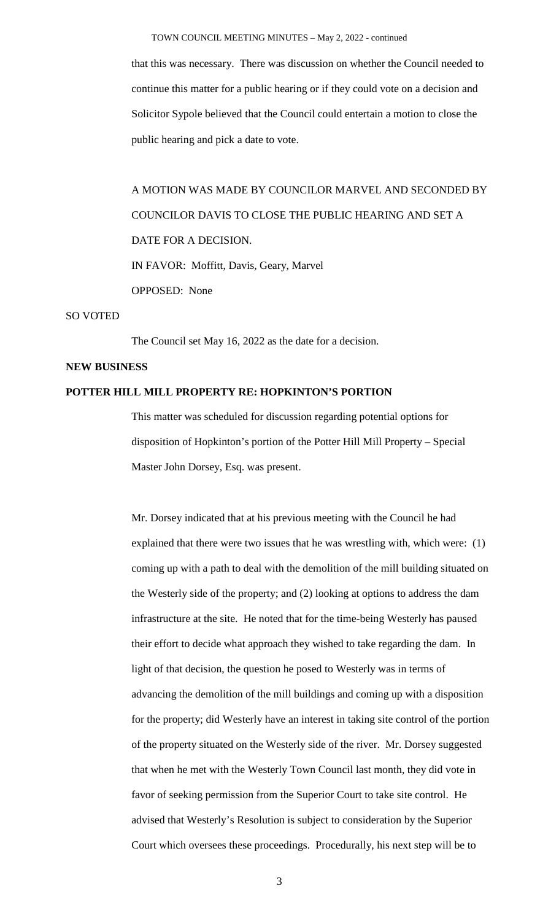that this was necessary. There was discussion on whether the Council needed to continue this matter for a public hearing or if they could vote on a decision and Solicitor Sypole believed that the Council could entertain a motion to close the public hearing and pick a date to vote.

A MOTION WAS MADE BY COUNCILOR MARVEL AND SECONDED BY COUNCILOR DAVIS TO CLOSE THE PUBLIC HEARING AND SET A DATE FOR A DECISION.

IN FAVOR: Moffitt, Davis, Geary, Marvel

OPPOSED: None

SO VOTED

The Council set May 16, 2022 as the date for a decision.

**NEW BUSINESS**

**POTTER HILL MILL PROPERTY RE: HOPKINTON'S PORTION**

This matter was scheduled for discussion regarding potential options for disposition of Hopkinton's portion of the Potter Hill Mill Property – Special Master John Dorsey, Esq. was present.

Mr. Dorsey indicated that at his previous meeting with the Council he had explained that there were two issues that he was wrestling with, which were: (1) coming up with a path to deal with the demolition of the mill building situated on the Westerly side of the property; and (2) looking at options to address the dam infrastructure at the site. He noted that for the time-being Westerly has paused their effort to decide what approach they wished to take regarding the dam. In light of that decision, the question he posed to Westerly was in terms of advancing the demolition of the mill buildings and coming up with a disposition for the property; did Westerly have an interest in taking site control of the portion of the property situated on the Westerly side of the river. Mr. Dorsey suggested that when he met with the Westerly Town Council last month, they did vote in favor of seeking permission from the Superior Court to take site control. He advised that Westerly's Resolution is subject to consideration by the Superior Court which oversees these proceedings. Procedurally, his next step will be to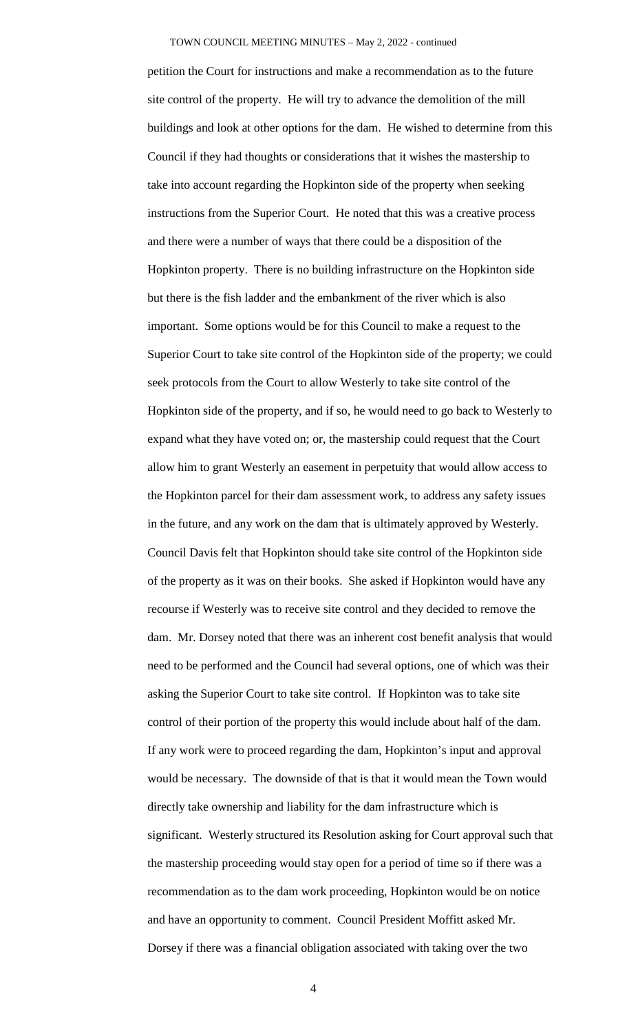petition the Court for instructions and make a recommendation as to the future site control of the property. He will try to advance the demolition of the mill buildings and look at other options for the dam. He wished to determine from this Council if they had thoughts or considerations that it wishes the mastership to take into account regarding the Hopkinton side of the property when seeking instructions from the Superior Court. He noted that this was a creative process and there were a number of ways that there could be a disposition of the Hopkinton property. There is no building infrastructure on the Hopkinton side but there is the fish ladder and the embankment of the river which is also important. Some options would be for this Council to make a request to the Superior Court to take site control of the Hopkinton side of the property; we could seek protocols from the Court to allow Westerly to take site control of the Hopkinton side of the property, and if so, he would need to go back to Westerly to expand what they have voted on; or, the mastership could request that the Court allow him to grant Westerly an easement in perpetuity that would allow access to the Hopkinton parcel for their dam assessment work, to address any safety issues in the future, and any work on the dam that is ultimately approved by Westerly. Council Davis felt that Hopkinton should take site control of the Hopkinton side of the property as it was on their books. She asked if Hopkinton would have any recourse if Westerly was to receive site control and they decided to remove the dam. Mr. Dorsey noted that there was an inherent cost benefit analysis that would need to be performed and the Council had several options, one of which was their asking the Superior Court to take site control. If Hopkinton was to take site control of their portion of the property this would include about half of the dam. If any work were to proceed regarding the dam, Hopkinton's input and approval would be necessary. The downside of that is that it would mean the Town would directly take ownership and liability for the dam infrastructure which is significant. Westerly structured its Resolution asking for Court approval such that the mastership proceeding would stay open for a period of time so if there was a recommendation as to the dam work proceeding, Hopkinton would be on notice and have an opportunity to comment. Council President Moffitt asked Mr. Dorsey if there was a financial obligation associated with taking over the two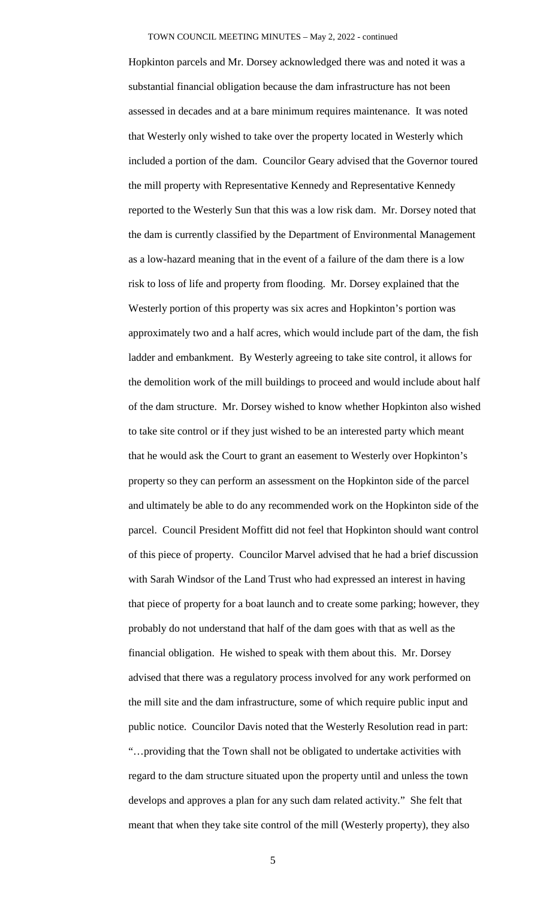Hopkinton parcels and Mr. Dorsey acknowledged there was and noted it was a substantial financial obligation because the dam infrastructure has not been assessed in decades and at a bare minimum requires maintenance. It was noted that Westerly only wished to take over the property located in Westerly which included a portion of the dam. Councilor Geary advised that the Governor toured the mill property with Representative Kennedy and Representative Kennedy reported to the Westerly Sun that this was a low risk dam. Mr. Dorsey noted that the dam is currently classified by the Department of Environmental Management as a low-hazard meaning that in the event of a failure of the dam there is a low risk to loss of life and property from flooding. Mr. Dorsey explained that the Westerly portion of this property was six acres and Hopkinton's portion was approximately two and a half acres, which would include part of the dam, the fish ladder and embankment. By Westerly agreeing to take site control, it allows for the demolition work of the mill buildings to proceed and would include about half of the dam structure. Mr. Dorsey wished to know whether Hopkinton also wished to take site control or if they just wished to be an interested party which meant that he would ask the Court to grant an easement to Westerly over Hopkinton's property so they can perform an assessment on the Hopkinton side of the parcel and ultimately be able to do any recommended work on the Hopkinton side of the parcel. Council President Moffitt did not feel that Hopkinton should want control of this piece of property. Councilor Marvel advised that he had a brief discussion with Sarah Windsor of the Land Trust who had expressed an interest in having that piece of property for a boat launch and to create some parking; however, they probably do not understand that half of the dam goes with that as well as the financial obligation. He wished to speak with them about this. Mr. Dorsey advised that there was a regulatory process involved for any work performed on the mill site and the dam infrastructure, some of which require public input and public notice. Councilor Davis noted that the Westerly Resolution read in part: "…providing that the Town shall not be obligated to undertake activities with regard to the dam structure situated upon the property until and unless the town develops and approves a plan for any such dam related activity." She felt that meant that when they take site control of the mill (Westerly property), they also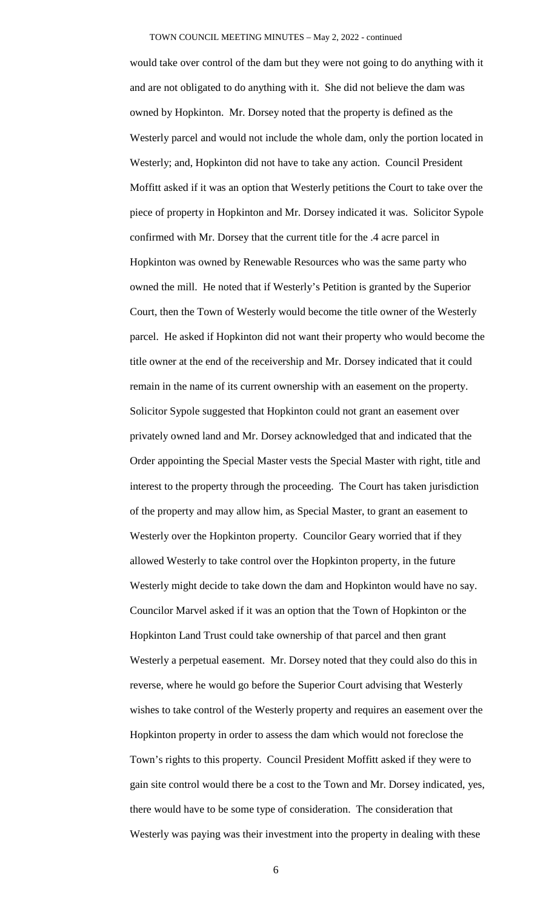would take over control of the dam but they were not going to do anything with it and are not obligated to do anything with it. She did not believe the dam was owned by Hopkinton. Mr. Dorsey noted that the property is defined as the Westerly parcel and would not include the whole dam, only the portion located in Westerly; and, Hopkinton did not have to take any action. Council President Moffitt asked if it was an option that Westerly petitions the Court to take over the piece of property in Hopkinton and Mr. Dorsey indicated it was. Solicitor Sypole confirmed with Mr. Dorsey that the current title for the .4 acre parcel in Hopkinton was owned by Renewable Resources who was the same party who owned the mill. He noted that if Westerly's Petition is granted by the Superior Court, then the Town of Westerly would become the title owner of the Westerly parcel. He asked if Hopkinton did not want their property who would become the title owner at the end of the receivership and Mr. Dorsey indicated that it could remain in the name of its current ownership with an easement on the property. Solicitor Sypole suggested that Hopkinton could not grant an easement over privately owned land and Mr. Dorsey acknowledged that and indicated that the Order appointing the Special Master vests the Special Master with right, title and interest to the property through the proceeding. The Court has taken jurisdiction of the property and may allow him, as Special Master, to grant an easement to Westerly over the Hopkinton property. Councilor Geary worried that if they allowed Westerly to take control over the Hopkinton property, in the future Westerly might decide to take down the dam and Hopkinton would have no say. Councilor Marvel asked if it was an option that the Town of Hopkinton or the Hopkinton Land Trust could take ownership of that parcel and then grant Westerly a perpetual easement. Mr. Dorsey noted that they could also do this in reverse, where he would go before the Superior Court advising that Westerly wishes to take control of the Westerly property and requires an easement over the Hopkinton property in order to assess the dam which would not foreclose the Town's rights to this property. Council President Moffitt asked if they were to gain site control would there be a cost to the Town and Mr. Dorsey indicated, yes, there would have to be some type of consideration. The consideration that Westerly was paying was their investment into the property in dealing with these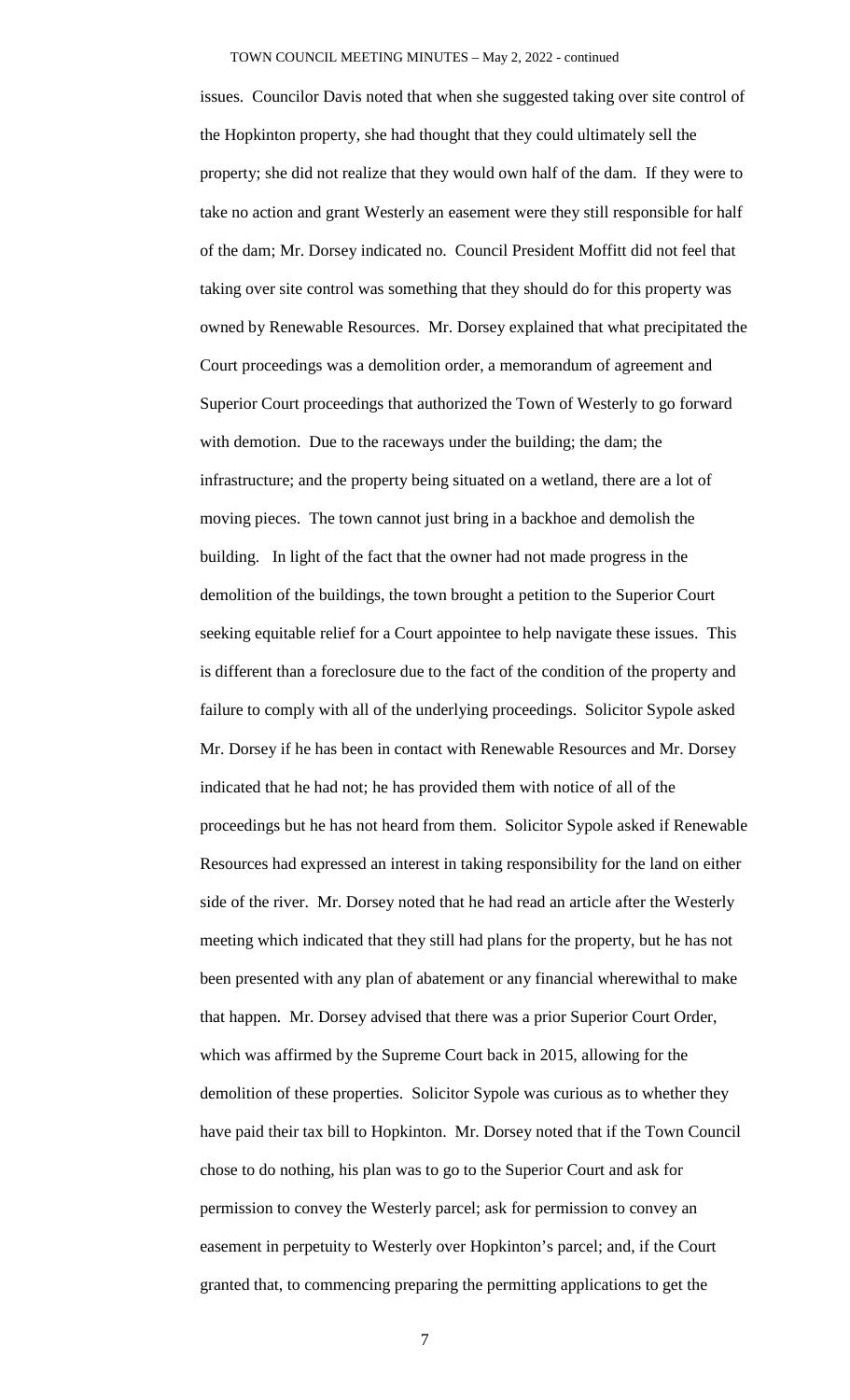issues. Councilor Davis noted that when she suggested taking over site control of the Hopkinton property, she had thought that they could ultimately sell the property; she did not realize that they would own half of the dam. If they were to take no action and grant Westerly an easement were they still responsible for half of the dam; Mr. Dorsey indicated no. Council President Moffitt did not feel that taking over site control was something that they should do for this property was owned by Renewable Resources. Mr. Dorsey explained that what precipitated the Court proceedings was a demolition order, a memorandum of agreement and Superior Court proceedings that authorized the Town of Westerly to go forward with demotion. Due to the raceways under the building; the dam; the infrastructure; and the property being situated on a wetland, there are a lot of moving pieces. The town cannot just bring in a backhoe and demolish the building. In light of the fact that the owner had not made progress in the demolition of the buildings, the town brought a petition to the Superior Court seeking equitable relief for a Court appointee to help navigate these issues. This is different than a foreclosure due to the fact of the condition of the property and failure to comply with all of the underlying proceedings. Solicitor Sypole asked Mr. Dorsey if he has been in contact with Renewable Resources and Mr. Dorsey indicated that he had not; he has provided them with notice of all of the proceedings but he has not heard from them. Solicitor Sypole asked if Renewable Resources had expressed an interest in taking responsibility for the land on either side of the river. Mr. Dorsey noted that he had read an article after the Westerly meeting which indicated that they still had plans for the property, but he has not been presented with any plan of abatement or any financial wherewithal to make that happen. Mr. Dorsey advised that there was a prior Superior Court Order, which was affirmed by the Supreme Court back in 2015, allowing for the demolition of these properties. Solicitor Sypole was curious as to whether they have paid their tax bill to Hopkinton. Mr. Dorsey noted that if the Town Council chose to do nothing, his plan was to go to the Superior Court and ask for permission to convey the Westerly parcel; ask for permission to convey an easement in perpetuity to Westerly over Hopkinton's parcel; and, if the Court granted that, to commencing preparing the permitting applications to get the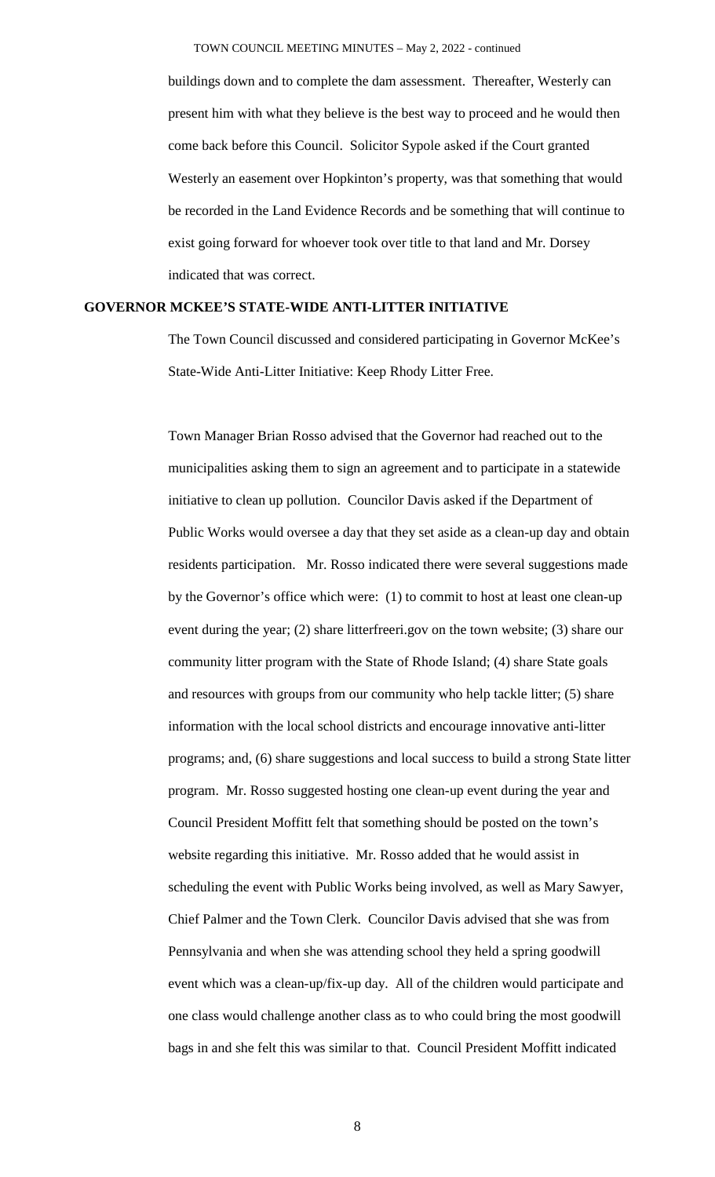buildings down and to complete the dam assessment. Thereafter, Westerly can present him with what they believe is the best way to proceed and he would then come back before this Council. Solicitor Sypole asked if the Court granted Westerly an easement over Hopkinton's property, was that something that would be recorded in the Land Evidence Records and be something that will continue to exist going forward for whoever took over title to that land and Mr. Dorsey indicated that was correct.

**GOVERNOR MCKEE'S STATE-WIDE ANTI-LITTER INITIATIVE**

The Town Council discussed and considered participating in Governor McKee's State-Wide Anti-Litter Initiative: Keep Rhody Litter Free.

Town Manager Brian Rosso advised that the Governor had reached out to the municipalities asking them to sign an agreement and to participate in a statewide initiative to clean up pollution. Councilor Davis asked if the Department of Public Works would oversee a day that they set aside as a clean-up day and obtain residents participation. Mr. Rosso indicated there were several suggestions made by the Governor's office which were: (1) to commit to host at least one clean-up event during the year; (2) share litterfreeri.gov on the town website; (3) share our community litter program with the State of Rhode Island; (4) share State goals and resources with groups from our community who help tackle litter; (5) share information with the local school districts and encourage innovative anti-litter programs; and, (6) share suggestions and local success to build a strong State litter program. Mr. Rosso suggested hosting one clean-up event during the year and Council President Moffitt felt that something should be posted on the town's website regarding this initiative. Mr. Rosso added that he would assist in scheduling the event with Public Works being involved, as well as Mary Sawyer, Chief Palmer and the Town Clerk. Councilor Davis advised that she was from Pennsylvania and when she was attending school they held a spring goodwill event which was a clean-up/fix-up day. All of the children would participate and one class would challenge another class as to who could bring the most goodwill bags in and she felt this was similar to that. Council President Moffitt indicated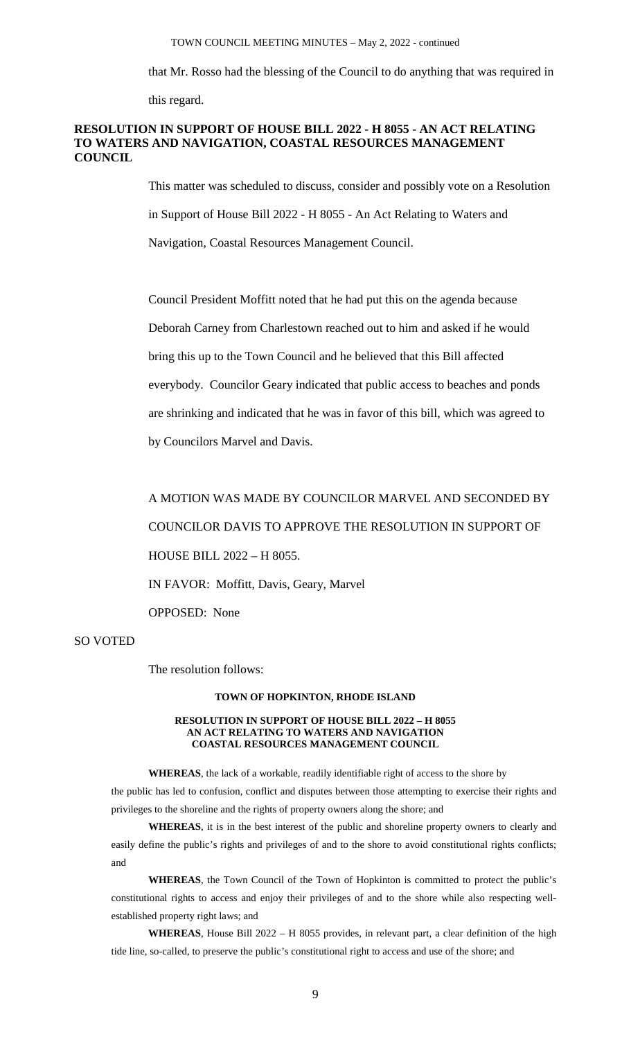that Mr. Rosso had the blessing of the Council to do anything that was required in this regard.

**RESOLUTION IN SUPPORT OF HOUSE BILL 2022 - H 8055 - AN ACT RELATING TO WATERS AND NAVIGATION, COASTAL RESOURCES MANAGEMENT COUNCIL**

This matter was scheduled to discuss, consider and possibly vote on a Resolution in Support of House Bill 2022 - H 8055 - An Act Relating to Waters and Navigation, Coastal Resources Management Council.

Council President Moffitt noted that he had put this on the agenda because Deborah Carney from Charlestown reached out to him and asked if he would bring this up to the Town Council and he believed that this Bill affected everybody. Councilor Geary indicated that public access to beaches and ponds are shrinking and indicated that he was in favor of this bill, which was agreed to by Councilors Marvel and Davis.

A MOTION WAS MADE BY COUNCILOR MARVEL AND SECONDED BY COUNCILOR DAVIS TO APPROVE THE RESOLUTION IN SUPPORT OF HOUSE BILL 2022 – H 8055.

IN FAVOR: Moffitt, Davis, Geary, Marvel

OPPOSED: None

SO VOTED

The resolution follows:

**TOWN OF HOPKINTON, RHODE ISLAND**

**RESOLUTION IN SUPPORT OF HOUSE BILL 2022 – H 8055
AN ACT RELATING TO WATERS AND NAVIGATION
COASTAL RESOURCES MANAGEMENT COUNCIL**

**WHEREAS**, the lack of a workable, readily identifiable right of access to the shore by the public has led to confusion, conflict and disputes between those attempting to exercise their rights and privileges to the shoreline and the rights of property owners along the shore; and

**WHEREAS**, it is in the best interest of the public and shoreline property owners to clearly and easily define the public's rights and privileges of and to the shore to avoid constitutional rights conflicts; and

**WHEREAS**, the Town Council of the Town of Hopkinton is committed to protect the public's constitutional rights to access and enjoy their privileges of and to the shore while also respecting well-established property right laws; and

**WHEREAS**, House Bill 2022 – H 8055 provides, in relevant part, a clear definition of the high tide line, so-called, to preserve the public's constitutional right to access and use of the shore; and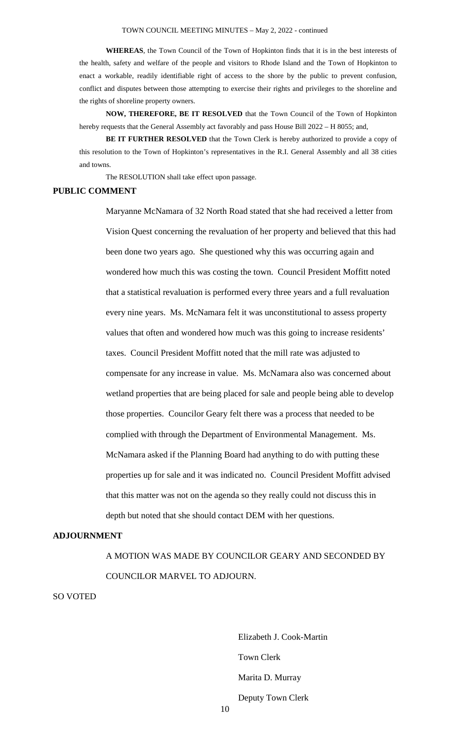**WHEREAS**, the Town Council of the Town of Hopkinton finds that it is in the best interests of the health, safety and welfare of the people and visitors to Rhode Island and the Town of Hopkinton to enact a workable, readily identifiable right of access to the shore by the public to prevent confusion, conflict and disputes between those attempting to exercise their rights and privileges to the shoreline and the rights of shoreline property owners.

**NOW, THEREFORE, BE IT RESOLVED** that the Town Council of the Town of Hopkinton hereby requests that the General Assembly act favorably and pass House Bill 2022 – H 8055; and,

**BE IT FURTHER RESOLVED** that the Town Clerk is hereby authorized to provide a copy of this resolution to the Town of Hopkinton's representatives in the R.I. General Assembly and all 38 cities and towns.

The RESOLUTION shall take effect upon passage.

## PUBLIC COMMENT

Maryanne McNamara of 32 North Road stated that she had received a letter from Vision Quest concerning the revaluation of her property and believed that this had been done two years ago. She questioned why this was occurring again and wondered how much this was costing the town. Council President Moffitt noted that a statistical revaluation is performed every three years and a full revaluation every nine years. Ms. McNamara felt it was unconstitutional to assess property values that often and wondered how much was this going to increase residents' taxes. Council President Moffitt noted that the mill rate was adjusted to compensate for any increase in value. Ms. McNamara also was concerned about wetland properties that are being placed for sale and people being able to develop those properties. Councilor Geary felt there was a process that needed to be complied with through the Department of Environmental Management. Ms. McNamara asked if the Planning Board had anything to do with putting these properties up for sale and it was indicated no. Council President Moffitt advised that this matter was not on the agenda so they really could not discuss this in depth but noted that she should contact DEM with her questions.

## ADJOURNMENT

A MOTION WAS MADE BY COUNCILOR GEARY AND SECONDED BY COUNCILOR MARVEL TO ADJOURN.

SO VOTED

Elizabeth J. Cook-Martin

Town Clerk

Marita D. Murray

Deputy Town Clerk